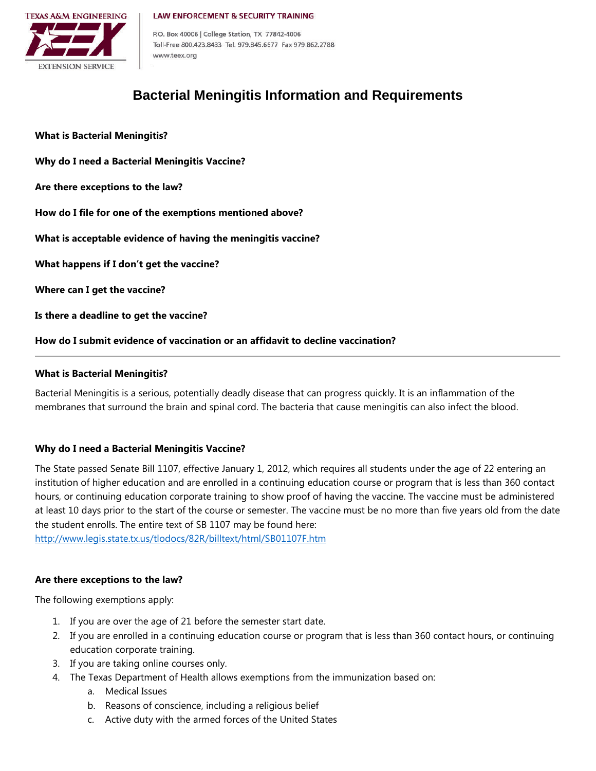TEXAS A&M ENGINEERING EXTENSION SERVICE

LAW ENFORCEMENT & SECURITY TRAINING

P.O. Box 40006 | College Station, TX 77842-4006
Toll-Free 800.423.8433 Tel. 979.845.6677 Fax 979.862.2788
www.teex.org

# Bacterial Meningitis Information and Requirements

**What is Bacterial Meningitis?**

**Why do I need a Bacterial Meningitis Vaccine?**

**Are there exceptions to the law?**

**How do I file for one of the exemptions mentioned above?**

**What is acceptable evidence of having the meningitis vaccine?**

**What happens if I don't get the vaccine?**

**Where can I get the vaccine?**

**Is there a deadline to get the vaccine?**

**How do I submit evidence of vaccination or an affidavit to decline vaccination?**

---

### What is Bacterial Meningitis?

Bacterial Meningitis is a serious, potentially deadly disease that can progress quickly. It is an inflammation of the membranes that surround the brain and spinal cord. The bacteria that cause meningitis can also infect the blood.

### Why do I need a Bacterial Meningitis Vaccine?

The State passed Senate Bill 1107, effective January 1, 2012, which requires all students under the age of 22 entering an institution of higher education and are enrolled in a continuing education course or program that is less than 360 contact hours, or continuing education corporate training to show proof of having the vaccine. The vaccine must be administered at least 10 days prior to the start of the course or semester. The vaccine must be no more than five years old from the date the student enrolls. The entire text of SB 1107 may be found here:
http://www.legis.state.tx.us/tlodocs/82R/billtext/html/SB01107F.htm

### Are there exceptions to the law?

The following exemptions apply:

1. If you are over the age of 21 before the semester start date.
2. If you are enrolled in a continuing education course or program that is less than 360 contact hours, or continuing education corporate training.
3. If you are taking online courses only.
4. The Texas Department of Health allows exemptions from the immunization based on:
   a. Medical Issues
   b. Reasons of conscience, including a religious belief
   c. Active duty with the armed forces of the United States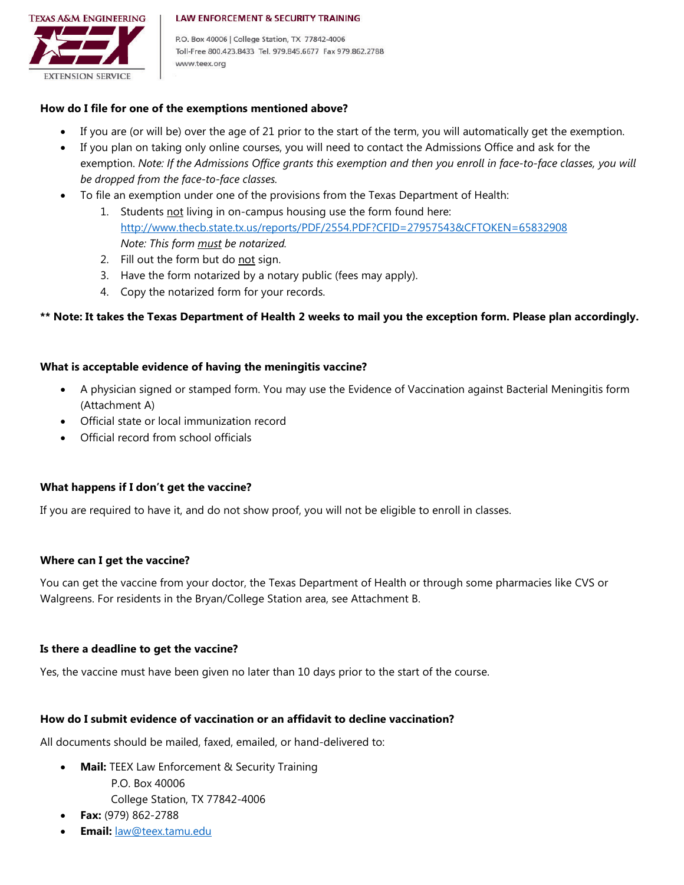**How do I file for one of the exemptions mentioned above?**

- If you are (or will be) over the age of 21 prior to the start of the term, you will automatically get the exemption.
- If you plan on taking only online courses, you will need to contact the Admissions Office and ask for the exemption. *Note: If the Admissions Office grants this exemption and then you enroll in face-to-face classes, you will be dropped from the face-to-face classes.*
- To file an exemption under one of the provisions from the Texas Department of Health:
  1. Students not living in on-campus housing use the form found here: [http://www.thecb.state.tx.us/reports/PDF/2554.PDF?CFID=27957543&CFTOKEN=65832908](http://www.thecb.state.tx.us/reports/PDF/2554.PDF?CFID=27957543&CFTOKEN=65832908)
     *Note: This form must be notarized.*
  2. Fill out the form but do not sign.
  3. Have the form notarized by a notary public (fees may apply).
  4. Copy the notarized form for your records.

**** Note: It takes the Texas Department of Health 2 weeks to mail you the exception form. Please plan accordingly.**

**What is acceptable evidence of having the meningitis vaccine?**

- A physician signed or stamped form. You may use the Evidence of Vaccination against Bacterial Meningitis form (Attachment A)
- Official state or local immunization record
- Official record from school officials

**What happens if I don't get the vaccine?**

If you are required to have it, and do not show proof, you will not be eligible to enroll in classes.

**Where can I get the vaccine?**

You can get the vaccine from your doctor, the Texas Department of Health or through some pharmacies like CVS or Walgreens. For residents in the Bryan/College Station area, see Attachment B.

**Is there a deadline to get the vaccine?**

Yes, the vaccine must have been given no later than 10 days prior to the start of the course.

**How do I submit evidence of vaccination or an affidavit to decline vaccination?**

All documents should be mailed, faxed, emailed, or hand-delivered to:

- **Mail:** TEEX Law Enforcement & Security Training
  P.O. Box 40006
  College Station, TX 77842-4006
- **Fax:** (979) 862-2788
- **Email:** [law@teex.tamu.edu](mailto:law@teex.tamu.edu)